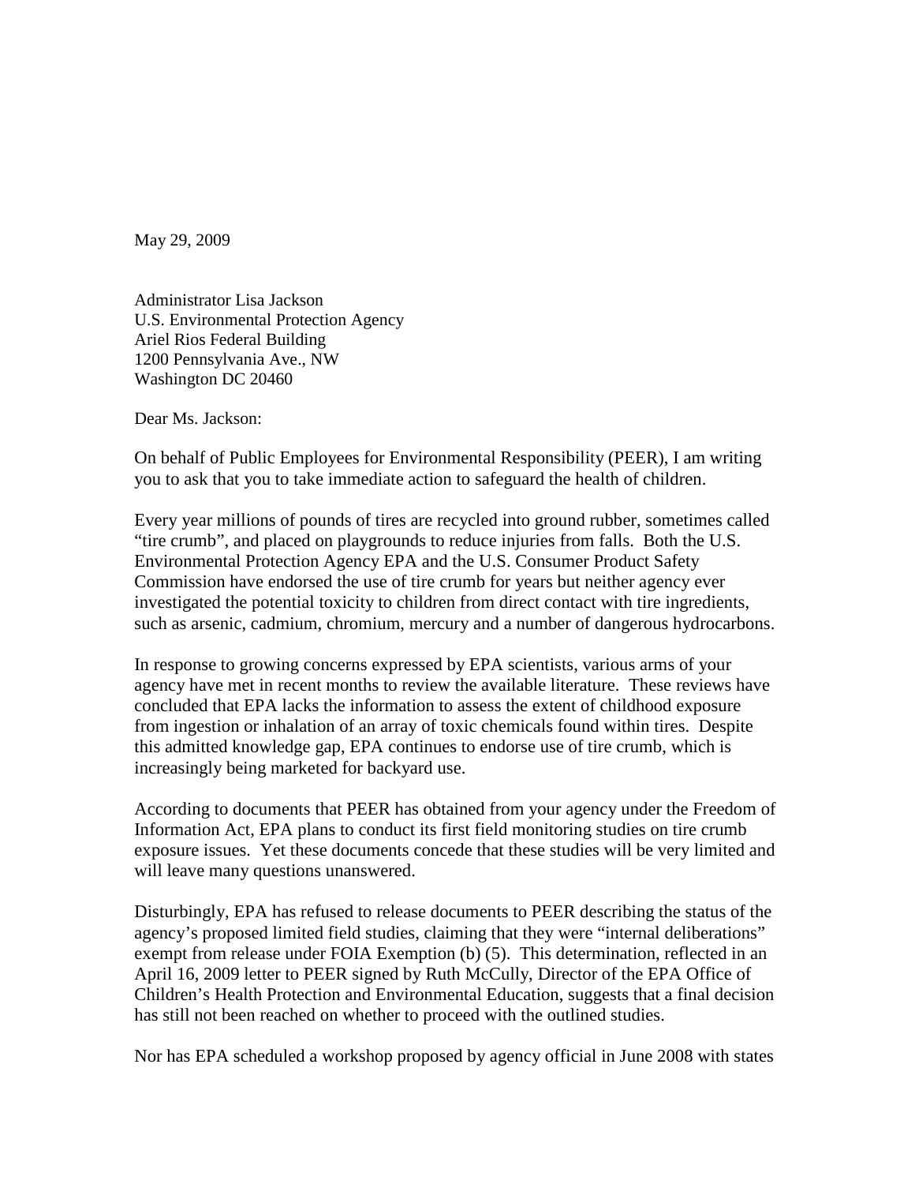May 29, 2009

Administrator Lisa Jackson  
U.S. Environmental Protection Agency  
Ariel Rios Federal Building  
1200 Pennsylvania Ave., NW  
Washington DC 20460

Dear Ms. Jackson:

On behalf of Public Employees for Environmental Responsibility (PEER), I am writing you to ask that you to take immediate action to safeguard the health of children.

Every year millions of pounds of tires are recycled into ground rubber, sometimes called "tire crumb", and placed on playgrounds to reduce injuries from falls. Both the U.S. Environmental Protection Agency EPA and the U.S. Consumer Product Safety Commission have endorsed the use of tire crumb for years but neither agency ever investigated the potential toxicity to children from direct contact with tire ingredients, such as arsenic, cadmium, chromium, mercury and a number of dangerous hydrocarbons.

In response to growing concerns expressed by EPA scientists, various arms of your agency have met in recent months to review the available literature. These reviews have concluded that EPA lacks the information to assess the extent of childhood exposure from ingestion or inhalation of an array of toxic chemicals found within tires. Despite this admitted knowledge gap, EPA continues to endorse use of tire crumb, which is increasingly being marketed for backyard use.

According to documents that PEER has obtained from your agency under the Freedom of Information Act, EPA plans to conduct its first field monitoring studies on tire crumb exposure issues. Yet these documents concede that these studies will be very limited and will leave many questions unanswered.

Disturbingly, EPA has refused to release documents to PEER describing the status of the agency's proposed limited field studies, claiming that they were "internal deliberations" exempt from release under FOIA Exemption (b) (5). This determination, reflected in an April 16, 2009 letter to PEER signed by Ruth McCully, Director of the EPA Office of Children's Health Protection and Environmental Education, suggests that a final decision has still not been reached on whether to proceed with the outlined studies.

Nor has EPA scheduled a workshop proposed by agency official in June 2008 with states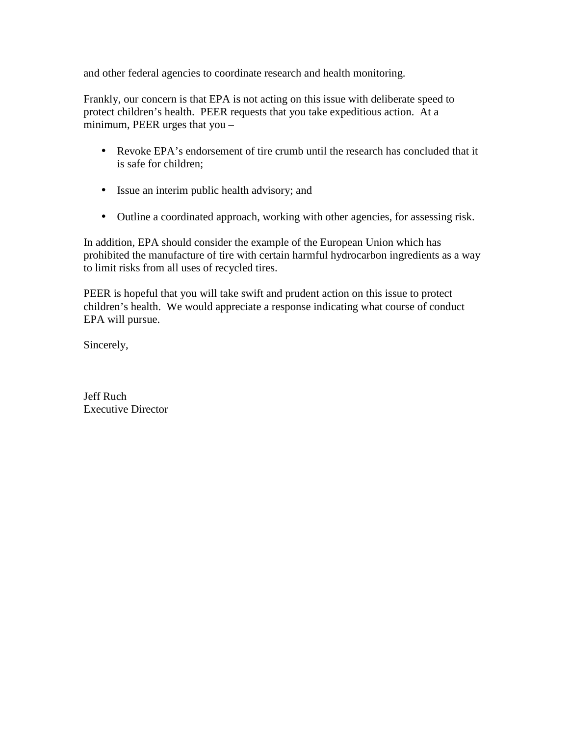and other federal agencies to coordinate research and health monitoring.

Frankly, our concern is that EPA is not acting on this issue with deliberate speed to protect children's health. PEER requests that you take expeditious action. At a minimum, PEER urges that you –

- Revoke EPA's endorsement of tire crumb until the research has concluded that it is safe for children;
- Issue an interim public health advisory; and
- Outline a coordinated approach, working with other agencies, for assessing risk.

In addition, EPA should consider the example of the European Union which has prohibited the manufacture of tire with certain harmful hydrocarbon ingredients as a way to limit risks from all uses of recycled tires.

PEER is hopeful that you will take swift and prudent action on this issue to protect children's health. We would appreciate a response indicating what course of conduct EPA will pursue.

Sincerely,

Jeff Ruch
Executive Director